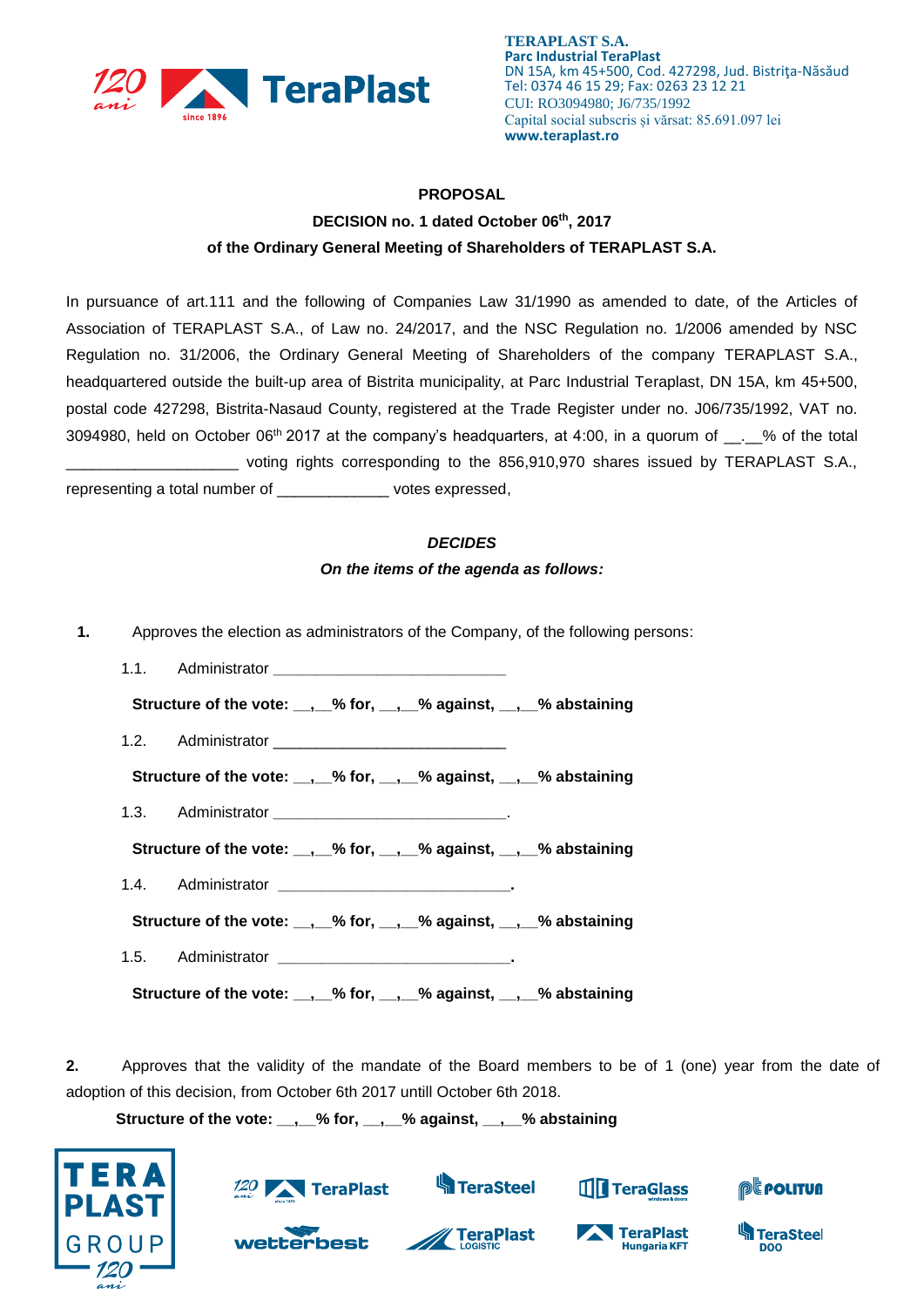TERAPLAST S.A.
Parc Industrial TeraPlast
DN 15A, km 45+500, Cod. 427298, Jud. Bistriţa-Năsăud
Tel: 0374 46 15 29; Fax: 0263 23 12 21
CUI: RO3094980; J6/735/1992
Capital social subscris și vărsat: 85.691.097 lei
www.teraplast.ro

**PROPOSAL**

**DECISION no. 1 dated October 06th, 2017**

**of the Ordinary General Meeting of Shareholders of TERAPLAST S.A.**

In pursuance of art.111 and the following of Companies Law 31/1990 as amended to date, of the Articles of Association of TERAPLAST S.A., of Law no. 24/2017, and the NSC Regulation no. 1/2006 amended by NSC Regulation no. 31/2006, the Ordinary General Meeting of Shareholders of the company TERAPLAST S.A., headquartered outside the built-up area of Bistrita municipality, at Parc Industrial Teraplast, DN 15A, km 45+500, postal code 427298, Bistrita-Nasaud County, registered at the Trade Register under no. J06/735/1992, VAT no. 3094980, held on October 06th 2017 at the company's headquarters, at 4:00, in a quorum of __.__% of the total ___________________ voting rights corresponding to the 856,910,970 shares issued by TERAPLAST S.A., representing a total number of ____________ votes expressed,

***DECIDES***

***On the items of the agenda as follows:***

1. Approves the election as administrators of the Company, of the following persons:

 1.1. Administrator __________________________

 **Structure of the vote: __,__% for, __,__% against, __,__% abstaining**

 1.2. Administrator __________________________

 **Structure of the vote: __,__% for, __,__% against, __,__% abstaining**

 1.3. Administrator __________________________.

 **Structure of the vote: __,__% for, __,__% against, __,__% abstaining**

 1.4. Administrator __________________________.

 **Structure of the vote: __,__% for, __,__% against, __,__% abstaining**

 1.5. Administrator __________________________.

 **Structure of the vote: __,__% for, __,__% against, __,__% abstaining**

**2.** Approves that the validity of the mandate of the Board members to be of 1 (one) year from the date of adoption of this decision, from October 6th 2017 untill October 6th 2018.

**Structure of the vote: __,__% for, __,__% against, __,__% abstaining**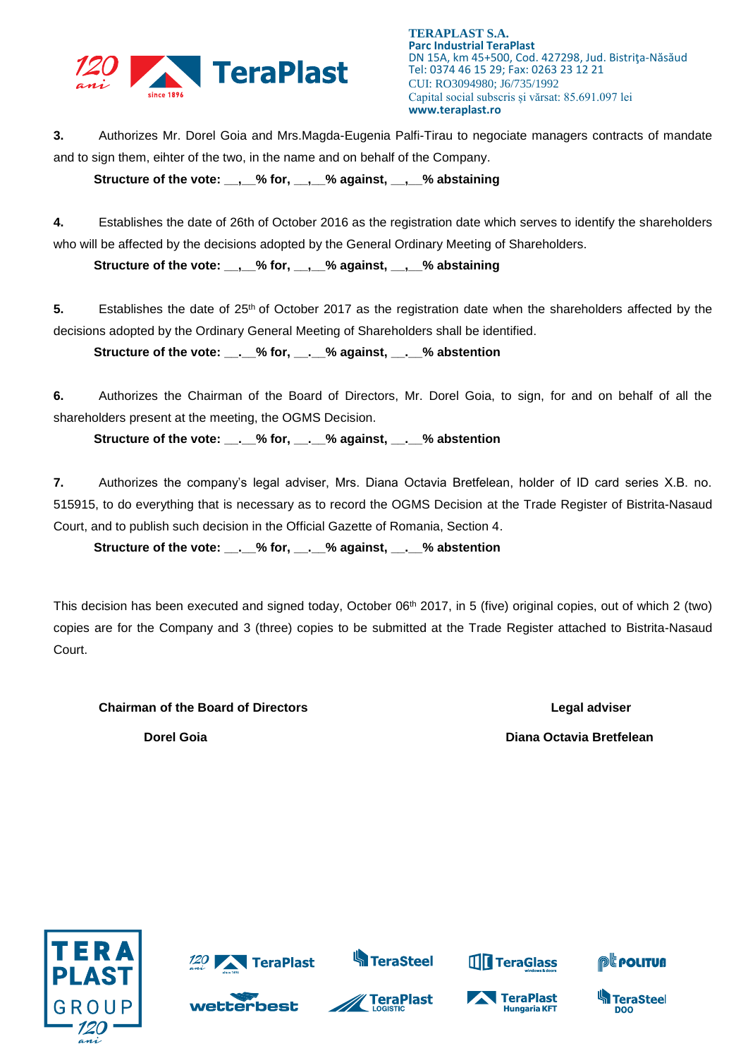**3.** Authorizes Mr. Dorel Goia and Mrs.Magda-Eugenia Palfi-Tirau to negociate managers contracts of mandate and to sign them, eihter of the two, in the name and on behalf of the Company.

**Structure of the vote: __,__% for, __,__% against, __,__% abstaining**

**4.** Establishes the date of 26th of October 2016 as the registration date which serves to identify the shareholders who will be affected by the decisions adopted by the General Ordinary Meeting of Shareholders.

**Structure of the vote: __,__% for, __,__% against, __,__% abstaining**

**5.** Establishes the date of 25th of October 2017 as the registration date when the shareholders affected by the decisions adopted by the Ordinary General Meeting of Shareholders shall be identified.

**Structure of the vote: __.__% for, __.__% against, __.__% abstention**

**6.** Authorizes the Chairman of the Board of Directors, Mr. Dorel Goia, to sign, for and on behalf of all the shareholders present at the meeting, the OGMS Decision.

**Structure of the vote: __.__% for, __.__% against, __.__% abstention**

**7.** Authorizes the company's legal adviser, Mrs. Diana Octavia Bretfelean, holder of ID card series X.B. no. 515915, to do everything that is necessary as to record the OGMS Decision at the Trade Register of Bistrita-Nasaud Court, and to publish such decision in the Official Gazette of Romania, Section 4.

**Structure of the vote: __.__% for, __.__% against, __.__% abstention**

This decision has been executed and signed today, October 06th 2017, in 5 (five) original copies, out of which 2 (two) copies are for the Company and 3 (three) copies to be submitted at the Trade Register attached to Bistrita-Nasaud Court.

**Chairman of the Board of Directors**

**Dorel Goia**

**Legal adviser**

**Diana Octavia Bretfelean**